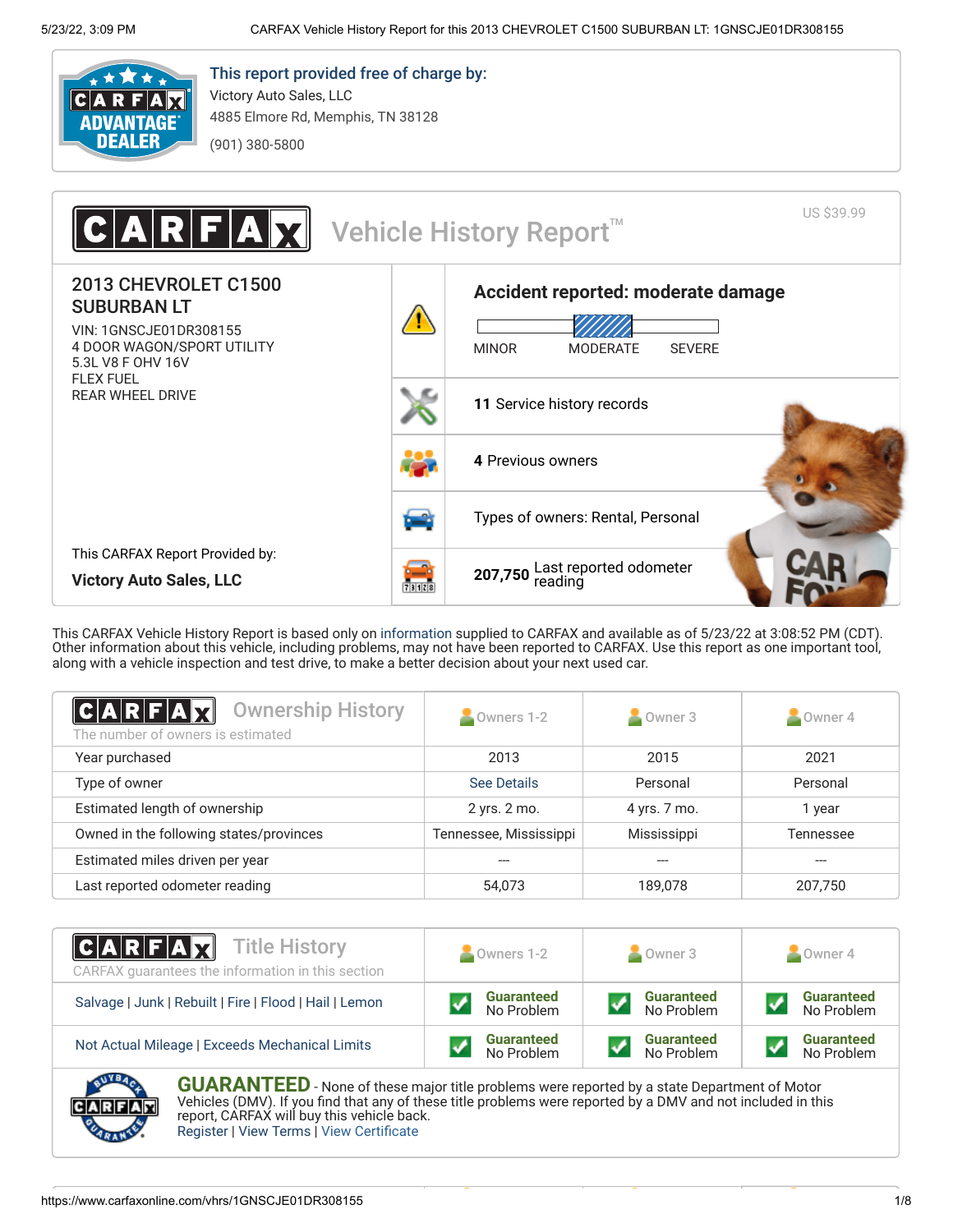This report provided free of charge by:

Victory Auto Sales, LLC
4885 Elmore Rd, Memphis, TN 38128
(901) 380-5800

# CARFAX Vehicle History Report™

US $39.99

## 2013 CHEVROLET C1500 SUBURBAN LT

VIN: 1GNSCJE01DR308155
4 DOOR WAGON/SPORT UTILITY
5.3L V8 F OHV 16V
FLEX FUEL
REAR WHEEL DRIVE

This CARFAX Report Provided by:
**Victory Auto Sales, LLC**

**Accident reported: moderate damage**

MINOR | MODERATE | SEVERE

**11** Service history records

**4** Previous owners

Types of owners: Rental, Personal

**207,750** Last reported odometer reading

This CARFAX Vehicle History Report is based only on information supplied to CARFAX and available as of 5/23/22 at 3:08:52 PM (CDT). Other information about this vehicle, including problems, may not have been reported to CARFAX. Use this report as one important tool, along with a vehicle inspection and test drive, to make a better decision about your next used car.

## Ownership History

The number of owners is estimated

| | Owners 1-2 | Owner 3 | Owner 4 |
|---|---|---|---|
| Year purchased | 2013 | 2015 | 2021 |
| Type of owner | See Details | Personal | Personal |
| Estimated length of ownership | 2 yrs. 2 mo. | 4 yrs. 7 mo. | 1 year |
| Owned in the following states/provinces | Tennessee, Mississippi | Mississippi | Tennessee |
| Estimated miles driven per year | --- | --- | --- |
| Last reported odometer reading | 54,073 | 189,078 | 207,750 |

## Title History

CARFAX guarantees the information in this section

| | Owners 1-2 | Owner 3 | Owner 4 |
|---|---|---|---|
| Salvage \| Junk \| Rebuilt \| Fire \| Flood \| Hail \| Lemon | Guaranteed No Problem | Guaranteed No Problem | Guaranteed No Problem |
| Not Actual Mileage \| Exceeds Mechanical Limits | Guaranteed No Problem | Guaranteed No Problem | Guaranteed No Problem |

**GUARANTEED** - None of these major title problems were reported by a state Department of Motor Vehicles (DMV). If you find that any of these title problems were reported by a DMV and not included in this report, CARFAX will buy this vehicle back.
Register | View Terms | View Certificate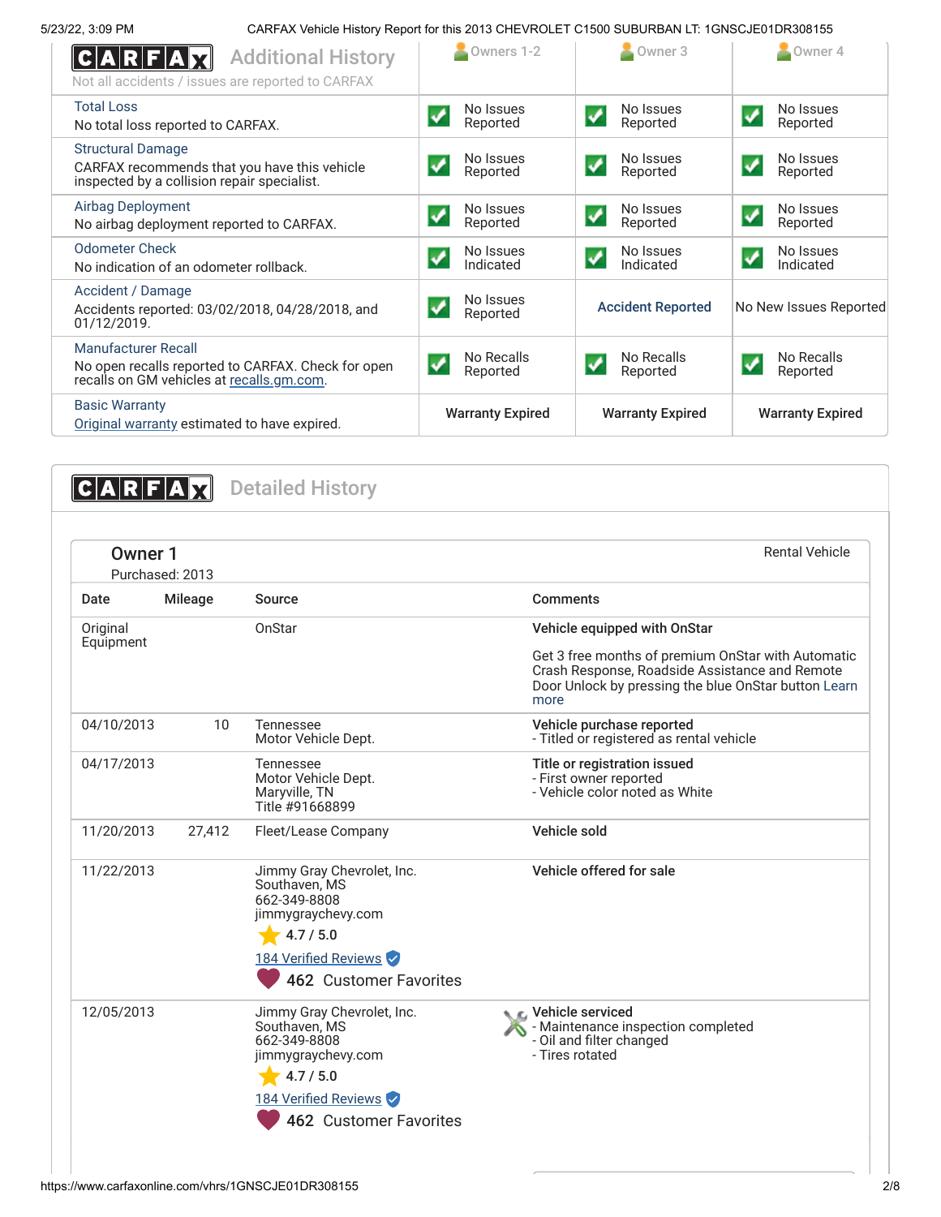## CARFAX Additional History

Not all accidents / issues are reported to CARFAX

| | Owners 1-2 | Owner 3 | Owner 4 |
|---|---|---|---|
| **Total Loss**<br>No total loss reported to CARFAX. | No Issues Reported | No Issues Reported | No Issues Reported |
| **Structural Damage**<br>CARFAX recommends that you have this vehicle inspected by a collision repair specialist. | No Issues Reported | No Issues Reported | No Issues Reported |
| **Airbag Deployment**<br>No airbag deployment reported to CARFAX. | No Issues Reported | No Issues Reported | No Issues Reported |
| **Odometer Check**<br>No indication of an odometer rollback. | No Issues Indicated | No Issues Indicated | No Issues Indicated |
| **Accident / Damage**<br>Accidents reported: 03/02/2018, 04/28/2018, and 01/12/2019. | No Issues Reported | Accident Reported | No New Issues Reported |
| **Manufacturer Recall**<br>No open recalls reported to CARFAX. Check for open recalls on GM vehicles at recalls.gm.com. | No Recalls Reported | No Recalls Reported | No Recalls Reported |
| **Basic Warranty**<br>Original warranty estimated to have expired. | Warranty Expired | Warranty Expired | Warranty Expired |

## CARFAX Detailed History

### Owner 1

Purchased: 2013

Rental Vehicle

| Date | Mileage | Source | Comments |
|---|---|---|---|
| Original Equipment | | OnStar | **Vehicle equipped with OnStar**<br><br>Get 3 free months of premium OnStar with Automatic Crash Response, Roadside Assistance and Remote Door Unlock by pressing the blue OnStar button Learn more |
| 04/10/2013 | 10 | Tennessee Motor Vehicle Dept. | **Vehicle purchase reported**<br>- Titled or registered as rental vehicle |
| 04/17/2013 | | Tennessee Motor Vehicle Dept.<br>Maryville, TN<br>Title #91668899 | **Title or registration issued**<br>- First owner reported<br>- Vehicle color noted as White |
| 11/20/2013 | 27,412 | Fleet/Lease Company | **Vehicle sold** |
| 11/22/2013 | | Jimmy Gray Chevrolet, Inc.<br>Southaven, MS<br>662-349-8808<br>jimmygraychevy.com<br>4.7 / 5.0<br>184 Verified Reviews<br>462 Customer Favorites | **Vehicle offered for sale** |
| 12/05/2013 | | Jimmy Gray Chevrolet, Inc.<br>Southaven, MS<br>662-349-8808<br>jimmygraychevy.com<br>4.7 / 5.0<br>184 Verified Reviews<br>462 Customer Favorites | **Vehicle serviced**<br>- Maintenance inspection completed<br>- Oil and filter changed<br>- Tires rotated |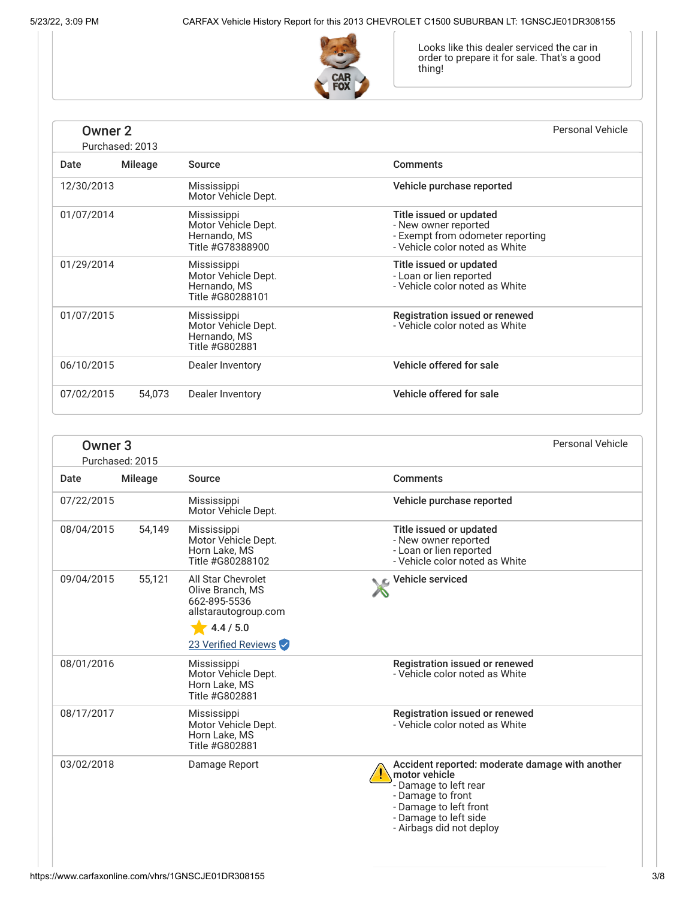Looks like this dealer serviced the car in order to prepare it for sale. That's a good thing!

## Owner 2

Purchased: 2013

Personal Vehicle

| Date | Mileage | Source | Comments |
|---|---|---|---|
| 12/30/2013 | | Mississippi Motor Vehicle Dept. | **Vehicle purchase reported** |
| 01/07/2014 | | Mississippi Motor Vehicle Dept. Hernando, MS Title #G78388900 | **Title issued or updated** - New owner reported - Exempt from odometer reporting - Vehicle color noted as White |
| 01/29/2014 | | Mississippi Motor Vehicle Dept. Hernando, MS Title #G80288101 | **Title issued or updated** - Loan or lien reported - Vehicle color noted as White |
| 01/07/2015 | | Mississippi Motor Vehicle Dept. Hernando, MS Title #G802881 | **Registration issued or renewed** - Vehicle color noted as White |
| 06/10/2015 | | Dealer Inventory | **Vehicle offered for sale** |
| 07/02/2015 | 54,073 | Dealer Inventory | **Vehicle offered for sale** |

## Owner 3

Purchased: 2015

Personal Vehicle

| Date | Mileage | Source | Comments |
|---|---|---|---|
| 07/22/2015 | | Mississippi Motor Vehicle Dept. | **Vehicle purchase reported** |
| 08/04/2015 | 54,149 | Mississippi Motor Vehicle Dept. Horn Lake, MS Title #G80288102 | **Title issued or updated** - New owner reported - Loan or lien reported - Vehicle color noted as White |
| 09/04/2015 | 55,121 | All Star Chevrolet Olive Branch, MS 662-895-5536 allstarautogroup.com 4.4 / 5.0 23 Verified Reviews | **Vehicle serviced** |
| 08/01/2016 | | Mississippi Motor Vehicle Dept. Horn Lake, MS Title #G802881 | **Registration issued or renewed** - Vehicle color noted as White |
| 08/17/2017 | | Mississippi Motor Vehicle Dept. Horn Lake, MS Title #G802881 | **Registration issued or renewed** - Vehicle color noted as White |
| 03/02/2018 | | Damage Report | **Accident reported: moderate damage with another motor vehicle** - Damage to left rear - Damage to front - Damage to left front - Damage to left side - Airbags did not deploy |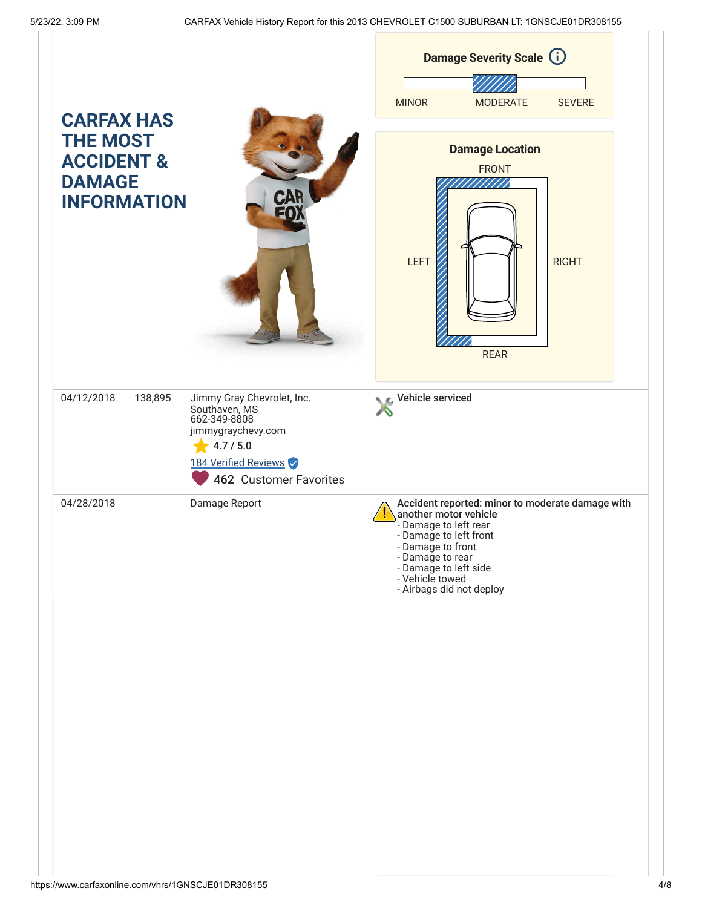## CARFAX HAS THE MOST ACCIDENT & DAMAGE INFORMATION

**Damage Severity Scale**

MINOR MODERATE SEVERE

**Damage Location**

FRONT

LEFT RIGHT

REAR

| Date | Mileage | Source | Comments |
| --- | --- | --- | --- |
| 04/12/2018 | 138,895 | Jimmy Gray Chevrolet, Inc.<br>Southaven, MS<br>662-349-8808<br>jimmygraychevy.com<br>4.7 / 5.0<br>184 Verified Reviews<br>462 Customer Favorites | **Vehicle serviced** |
| 04/28/2018 | | Damage Report | **Accident reported: minor to moderate damage with another motor vehicle**<br>- Damage to left rear<br>- Damage to left front<br>- Damage to front<br>- Damage to rear<br>- Damage to left side<br>- Vehicle towed<br>- Airbags did not deploy |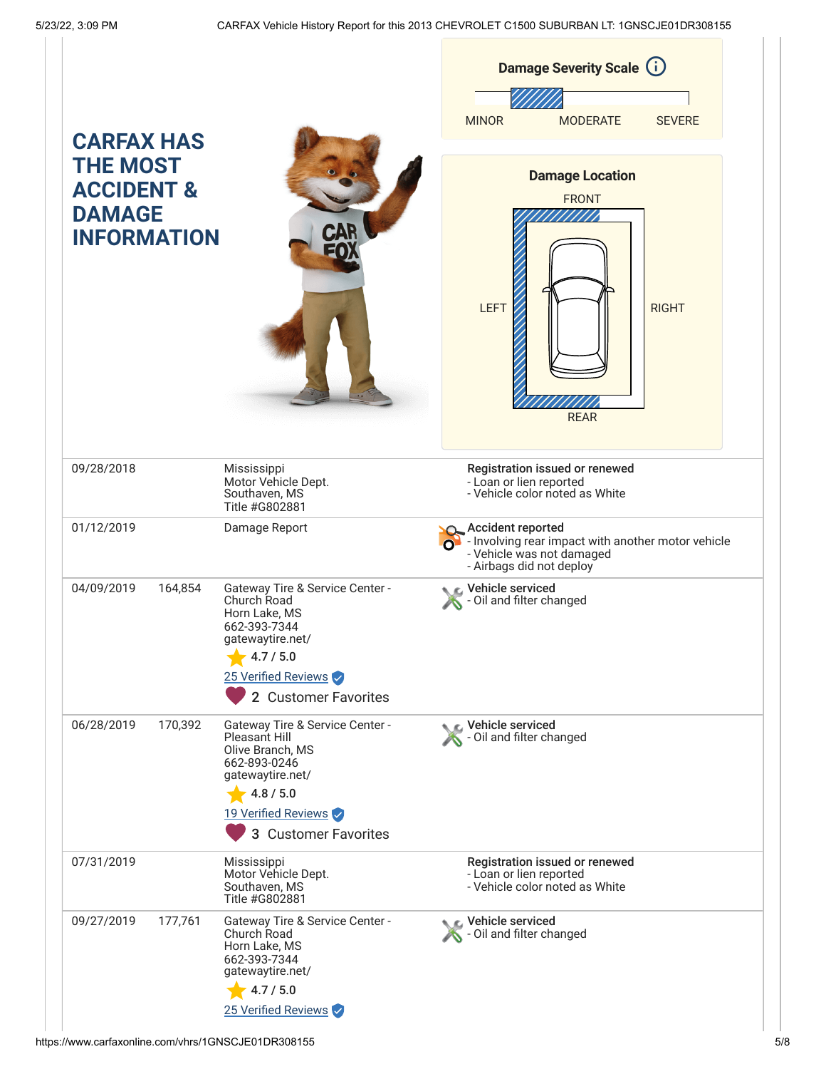## CARFAX HAS THE MOST ACCIDENT & DAMAGE INFORMATION

**Damage Severity Scale**

MINOR MODERATE SEVERE

**Damage Location**

FRONT

LEFT RIGHT

REAR

| Date | Mileage | Source | Comments |
|---|---|---|---|
| 09/28/2018 | | Mississippi<br>Motor Vehicle Dept.<br>Southaven, MS<br>Title #G802881 | **Registration issued or renewed**<br>- Loan or lien reported<br>- Vehicle color noted as White |
| 01/12/2019 | | Damage Report | **Accident reported**<br>- Involving rear impact with another motor vehicle<br>- Vehicle was not damaged<br>- Airbags did not deploy |
| 04/09/2019 | 164,854 | Gateway Tire & Service Center - Church Road<br>Horn Lake, MS<br>662-393-7344<br>gatewaytire.net/<br>4.7 / 5.0<br>25 Verified Reviews<br>2 Customer Favorites | **Vehicle serviced**<br>- Oil and filter changed |
| 06/28/2019 | 170,392 | Gateway Tire & Service Center - Pleasant Hill<br>Olive Branch, MS<br>662-893-0246<br>gatewaytire.net/<br>4.8 / 5.0<br>19 Verified Reviews<br>3 Customer Favorites | **Vehicle serviced**<br>- Oil and filter changed |
| 07/31/2019 | | Mississippi<br>Motor Vehicle Dept.<br>Southaven, MS<br>Title #G802881 | **Registration issued or renewed**<br>- Loan or lien reported<br>- Vehicle color noted as White |
| 09/27/2019 | 177,761 | Gateway Tire & Service Center - Church Road<br>Horn Lake, MS<br>662-393-7344<br>gatewaytire.net/<br>4.7 / 5.0<br>25 Verified Reviews | **Vehicle serviced**<br>- Oil and filter changed |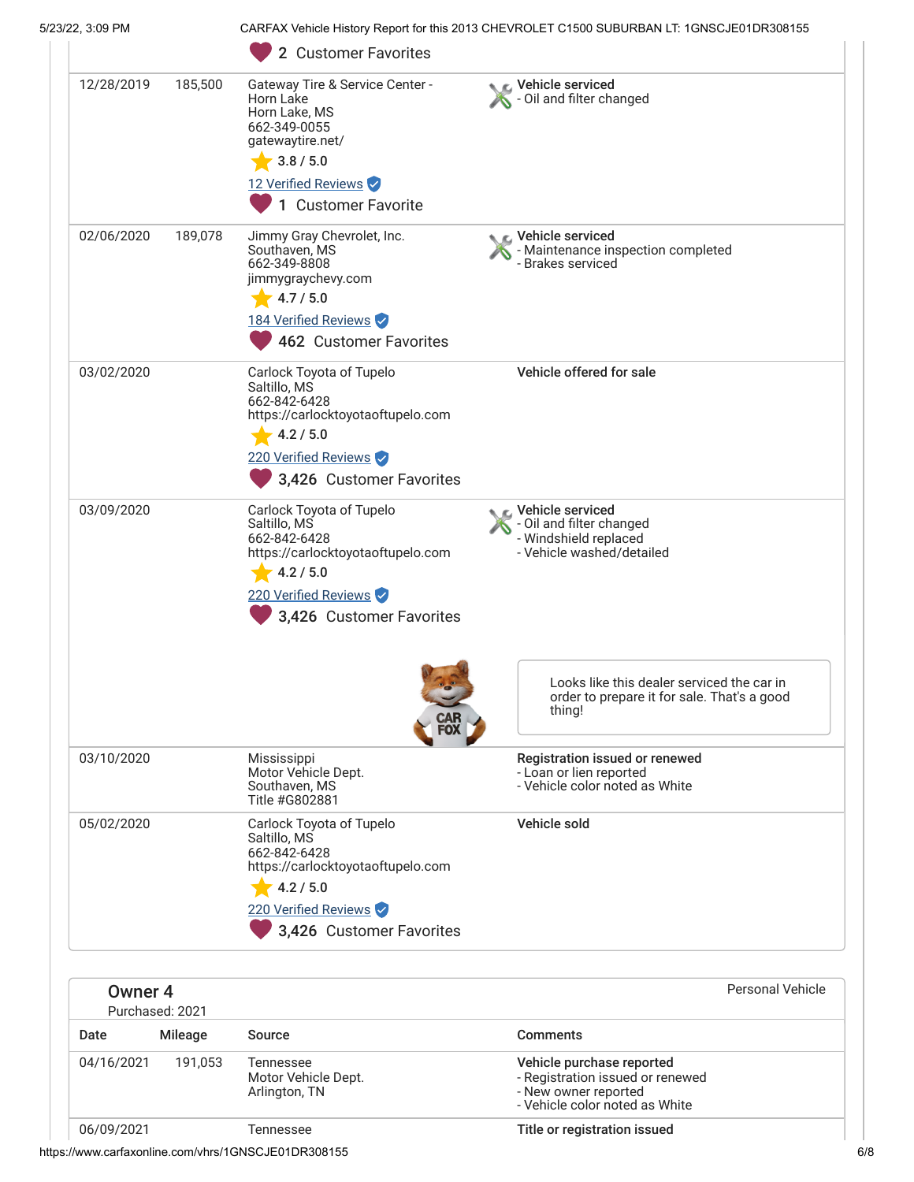| | | 2 Customer Favorites | |
|---|---|---|---|
| 12/28/2019 | 185,500 | Gateway Tire & Service Center - Horn Lake<br>Horn Lake, MS<br>662-349-0055<br>gatewaytire.net/<br>3.8 / 5.0<br>12 Verified Reviews<br>1 Customer Favorite | **Vehicle serviced**<br>- Oil and filter changed |
| 02/06/2020 | 189,078 | Jimmy Gray Chevrolet, Inc.<br>Southaven, MS<br>662-349-8808<br>jimmygraychevy.com<br>4.7 / 5.0<br>184 Verified Reviews<br>462 Customer Favorites | **Vehicle serviced**<br>- Maintenance inspection completed<br>- Brakes serviced |
| 03/02/2020 | | Carlock Toyota of Tupelo<br>Saltillo, MS<br>662-842-6428<br>https://carlocktoyotaoftupelo.com<br>4.2 / 5.0<br>220 Verified Reviews<br>3,426 Customer Favorites | **Vehicle offered for sale** |
| 03/09/2020 | | Carlock Toyota of Tupelo<br>Saltillo, MS<br>662-842-6428<br>https://carlocktoyotaoftupelo.com<br>4.2 / 5.0<br>220 Verified Reviews<br>3,426 Customer Favorites | **Vehicle serviced**<br>- Oil and filter changed<br>- Windshield replaced<br>- Vehicle washed/detailed<br><br>Looks like this dealer serviced the car in order to prepare it for sale. That's a good thing! |
| 03/10/2020 | | Mississippi<br>Motor Vehicle Dept.<br>Southaven, MS<br>Title #G802881 | **Registration issued or renewed**<br>- Loan or lien reported<br>- Vehicle color noted as White |
| 05/02/2020 | | Carlock Toyota of Tupelo<br>Saltillo, MS<br>662-842-6428<br>https://carlocktoyotaoftupelo.com<br>4.2 / 5.0<br>220 Verified Reviews<br>3,426 Customer Favorites | **Vehicle sold** |

## Owner 4

Purchased: 2021

Personal Vehicle

| Date | Mileage | Source | Comments |
|---|---|---|---|
| 04/16/2021 | 191,053 | Tennessee<br>Motor Vehicle Dept.<br>Arlington, TN | **Vehicle purchase reported**<br>- Registration issued or renewed<br>- New owner reported<br>- Vehicle color noted as White |
| 06/09/2021 | | Tennessee | **Title or registration issued** |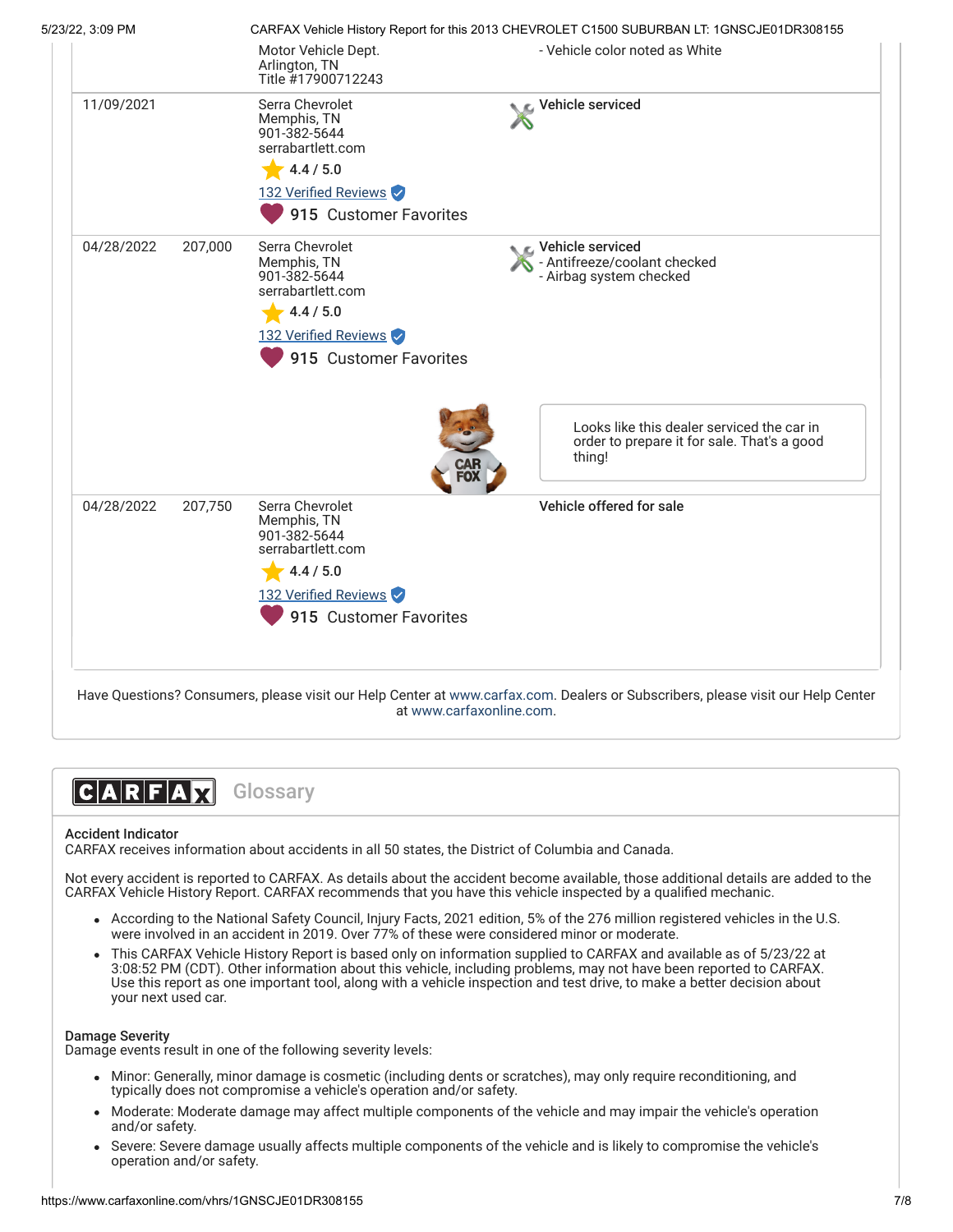| Date | Mileage | Source | Comments |
|---|---|---|---|
| | | Motor Vehicle Dept.<br>Arlington, TN<br>Title #17900712243 | - Vehicle color noted as White |
| 11/09/2021 | | Serra Chevrolet<br>Memphis, TN<br>901-382-5644<br>serrabartlett.com<br>4.4 / 5.0<br>132 Verified Reviews<br>915 Customer Favorites | Vehicle serviced |
| 04/28/2022 | 207,000 | Serra Chevrolet<br>Memphis, TN<br>901-382-5644<br>serrabartlett.com<br>4.4 / 5.0<br>132 Verified Reviews<br>915 Customer Favorites | Vehicle serviced<br>- Antifreeze/coolant checked<br>- Airbag system checked<br><br>Looks like this dealer serviced the car in order to prepare it for sale. That's a good thing! |
| 04/28/2022 | 207,750 | Serra Chevrolet<br>Memphis, TN<br>901-382-5644<br>serrabartlett.com<br>4.4 / 5.0<br>132 Verified Reviews<br>915 Customer Favorites | Vehicle offered for sale |

Have Questions? Consumers, please visit our Help Center at www.carfax.com. Dealers or Subscribers, please visit our Help Center at www.carfaxonline.com.

## CARFAX Glossary

**Accident Indicator**
CARFAX receives information about accidents in all 50 states, the District of Columbia and Canada.

Not every accident is reported to CARFAX. As details about the accident become available, those additional details are added to the CARFAX Vehicle History Report. CARFAX recommends that you have this vehicle inspected by a qualified mechanic.

- According to the National Safety Council, Injury Facts, 2021 edition, 5% of the 276 million registered vehicles in the U.S. were involved in an accident in 2019. Over 77% of these were considered minor or moderate.
- This CARFAX Vehicle History Report is based only on information supplied to CARFAX and available as of 5/23/22 at 3:08:52 PM (CDT). Other information about this vehicle, including problems, may not have been reported to CARFAX. Use this report as one important tool, along with a vehicle inspection and test drive, to make a better decision about your next used car.

**Damage Severity**
Damage events result in one of the following severity levels:

- Minor: Generally, minor damage is cosmetic (including dents or scratches), may only require reconditioning, and typically does not compromise a vehicle's operation and/or safety.
- Moderate: Moderate damage may affect multiple components of the vehicle and may impair the vehicle's operation and/or safety.
- Severe: Severe damage usually affects multiple components of the vehicle and is likely to compromise the vehicle's operation and/or safety.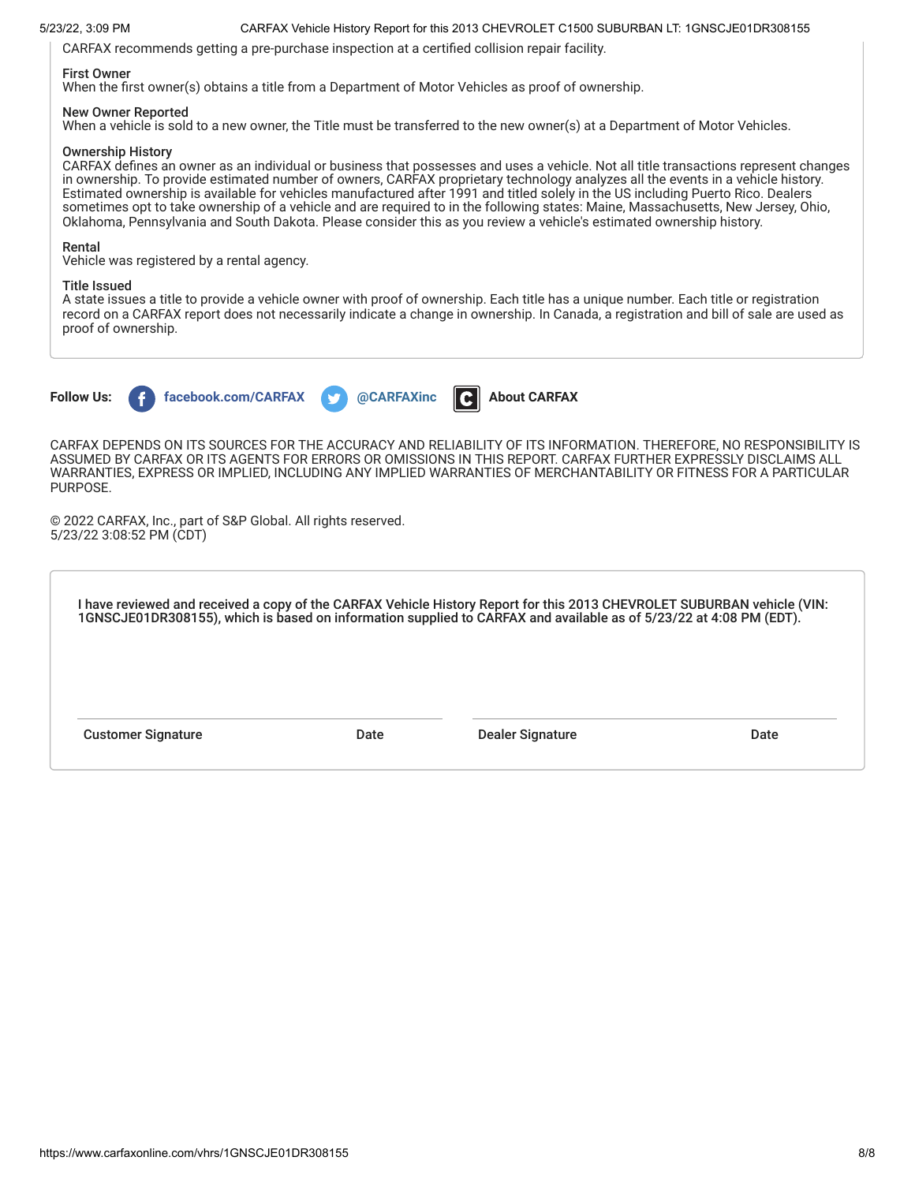CARFAX recommends getting a pre-purchase inspection at a certified collision repair facility.

**First Owner**
When the first owner(s) obtains a title from a Department of Motor Vehicles as proof of ownership.

**New Owner Reported**
When a vehicle is sold to a new owner, the Title must be transferred to the new owner(s) at a Department of Motor Vehicles.

**Ownership History**
CARFAX defines an owner as an individual or business that possesses and uses a vehicle. Not all title transactions represent changes in ownership. To provide estimated number of owners, CARFAX proprietary technology analyzes all the events in a vehicle history. Estimated ownership is available for vehicles manufactured after 1991 and titled solely in the US including Puerto Rico. Dealers sometimes opt to take ownership of a vehicle and are required to in the following states: Maine, Massachusetts, New Jersey, Ohio, Oklahoma, Pennsylvania and South Dakota. Please consider this as you review a vehicle's estimated ownership history.

**Rental**
Vehicle was registered by a rental agency.

**Title Issued**
A state issues a title to provide a vehicle owner with proof of ownership. Each title has a unique number. Each title or registration record on a CARFAX report does not necessarily indicate a change in ownership. In Canada, a registration and bill of sale are used as proof of ownership.

**Follow Us:** facebook.com/CARFAX @CARFAXinc About CARFAX

CARFAX DEPENDS ON ITS SOURCES FOR THE ACCURACY AND RELIABILITY OF ITS INFORMATION. THEREFORE, NO RESPONSIBILITY IS ASSUMED BY CARFAX OR ITS AGENTS FOR ERRORS OR OMISSIONS IN THIS REPORT. CARFAX FURTHER EXPRESSLY DISCLAIMS ALL WARRANTIES, EXPRESS OR IMPLIED, INCLUDING ANY IMPLIED WARRANTIES OF MERCHANTABILITY OR FITNESS FOR A PARTICULAR PURPOSE.

© 2022 CARFAX, Inc., part of S&P Global. All rights reserved.
5/23/22 3:08:52 PM (CDT)

I have reviewed and received a copy of the CARFAX Vehicle History Report for this 2013 CHEVROLET SUBURBAN vehicle (VIN: 1GNSCJE01DR308155), which is based on information supplied to CARFAX and available as of 5/23/22 at 4:08 PM (EDT).

| Customer Signature | Date | Dealer Signature | Date |
|---|---|---|---|